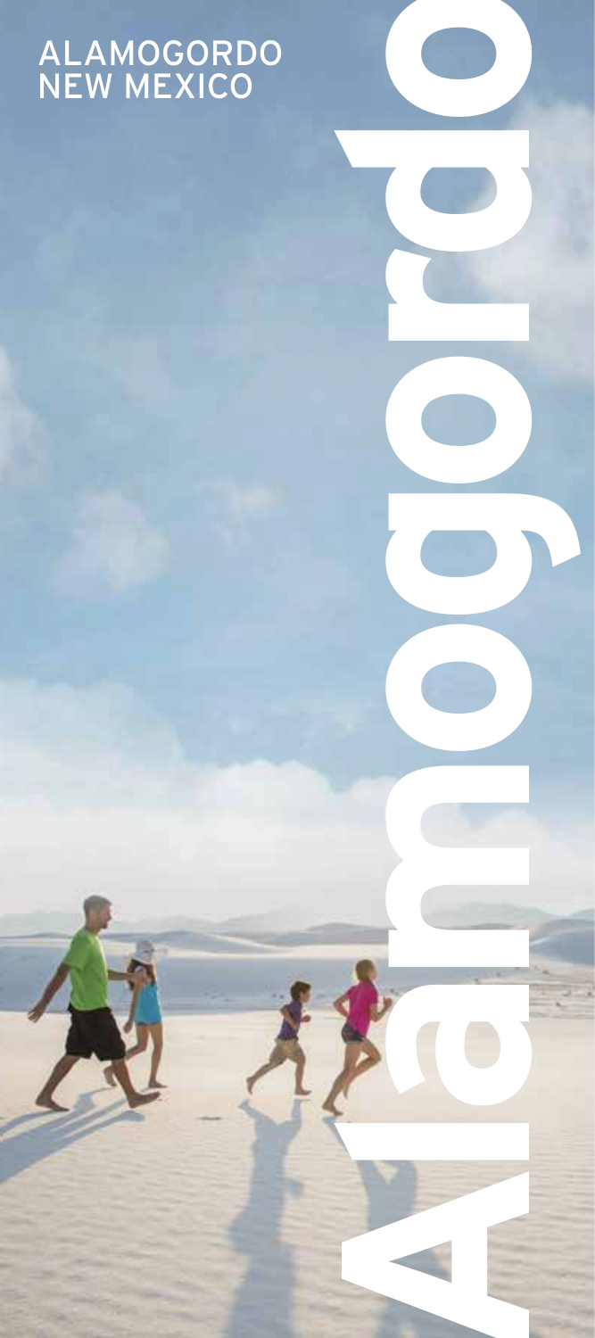# ALAMOGORDO
# NEW MEXICO

Alamogordo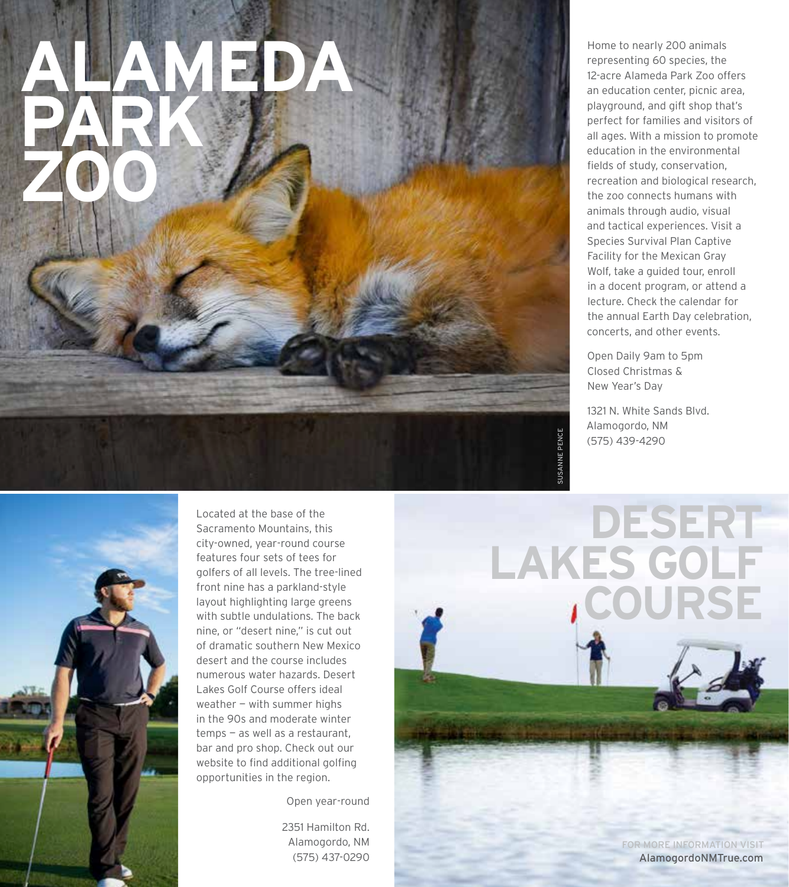# ALAMEDA PARK ZOO

Home to nearly 200 animals representing 60 species, the 12-acre Alameda Park Zoo offers an education center, picnic area, playground, and gift shop that's perfect for families and visitors of all ages. With a mission to promote education in the environmental fields of study, conservation, recreation and biological research, the zoo connects humans with animals through audio, visual and tactical experiences. Visit a Species Survival Plan Captive Facility for the Mexican Gray Wolf, take a guided tour, enroll in a docent program, or attend a lecture. Check the calendar for the annual Earth Day celebration, concerts, and other events.

Open Daily 9am to 5pm
Closed Christmas &
New Year's Day

1321 N. White Sands Blvd.
Alamogordo, NM
(575) 439-4290

SUSANNE PENCE

# DESERT LAKES GOLF COURSE

Located at the base of the Sacramento Mountains, this city-owned, year-round course features four sets of tees for golfers of all levels. The tree-lined front nine has a parkland-style layout highlighting large greens with subtle undulations. The back nine, or "desert nine," is cut out of dramatic southern New Mexico desert and the course includes numerous water hazards. Desert Lakes Golf Course offers ideal weather — with summer highs in the 90s and moderate winter temps — as well as a restaurant, bar and pro shop. Check out our website to find additional golfing opportunities in the region.

Open year-round

2351 Hamilton Rd.
Alamogordo, NM
(575) 437-0290

FOR MORE INFORMATION VISIT
AlamogordoNMTrue.com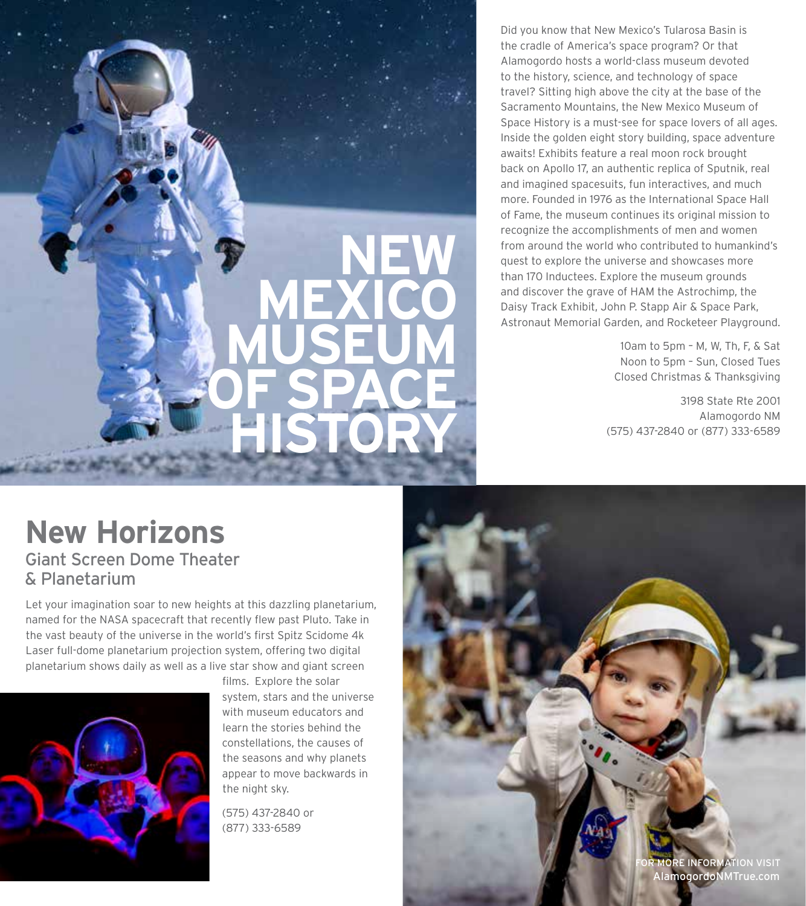# NEW MEXICO MUSEUM OF SPACE HISTORY

Did you know that New Mexico's Tularosa Basin is the cradle of America's space program? Or that Alamogordo hosts a world-class museum devoted to the history, science, and technology of space travel? Sitting high above the city at the base of the Sacramento Mountains, the New Mexico Museum of Space History is a must-see for space lovers of all ages. Inside the golden eight story building, space adventure awaits! Exhibits feature a real moon rock brought back on Apollo 17, an authentic replica of Sputnik, real and imagined spacesuits, fun interactives, and much more. Founded in 1976 as the International Space Hall of Fame, the museum continues its original mission to recognize the accomplishments of men and women from around the world who contributed to humankind's quest to explore the universe and showcases more than 170 Inductees. Explore the museum grounds and discover the grave of HAM the Astrochimp, the Daisy Track Exhibit, John P. Stapp Air & Space Park, Astronaut Memorial Garden, and Rocketeer Playground.

10am to 5pm – M, W, Th, F, & Sat
Noon to 5pm – Sun, Closed Tues
Closed Christmas & Thanksgiving

3198 State Rte 2001
Alamogordo NM
(575) 437-2840 or (877) 333-6589

## New Horizons

### Giant Screen Dome Theater & Planetarium

Let your imagination soar to new heights at this dazzling planetarium, named for the NASA spacecraft that recently flew past Pluto. Take in the vast beauty of the universe in the world's first Spitz Scidome 4k Laser full-dome planetarium projection system, offering two digital planetarium shows daily as well as a live star show and giant screen films. Explore the solar system, stars and the universe with museum educators and learn the stories behind the constellations, the causes of the seasons and why planets appear to move backwards in the night sky.

(575) 437-2840 or
(877) 333-6589

FOR MORE INFORMATION VISIT
AlamogordoNMTrue.com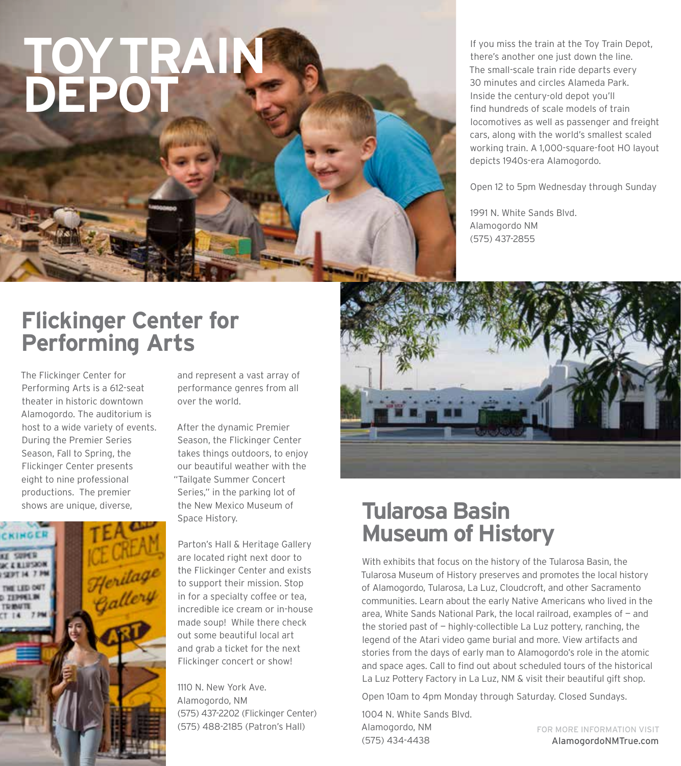# TOY TRAIN DEPOT

If you miss the train at the Toy Train Depot, there's another one just down the line. The small-scale train ride departs every 30 minutes and circles Alameda Park. Inside the century-old depot you'll find hundreds of scale models of train locomotives as well as passenger and freight cars, along with the world's smallest scaled working train. A 1,000-square-foot HO layout depicts 1940s-era Alamogordo.

Open 12 to 5pm Wednesday through Sunday

1991 N. White Sands Blvd.
Alamogordo NM
(575) 437-2855

## Flickinger Center for Performing Arts

The Flickinger Center for Performing Arts is a 612-seat theater in historic downtown Alamogordo. The auditorium is host to a wide variety of events. During the Premier Series Season, Fall to Spring, the Flickinger Center presents eight to nine professional productions. The premier shows are unique, diverse, and represent a vast array of performance genres from all over the world.

After the dynamic Premier Season, the Flickinger Center takes things outdoors, to enjoy our beautiful weather with the "Tailgate Summer Concert Series," in the parking lot of the New Mexico Museum of Space History.

Parton's Hall & Heritage Gallery are located right next door to the Flickinger Center and exists to support their mission. Stop in for a specialty coffee or tea, incredible ice cream or in-house made soup! While there check out some beautiful local art and grab a ticket for the next Flickinger concert or show!

1110 N. New York Ave.
Alamogordo, NM
(575) 437-2202 (Flickinger Center)
(575) 488-2185 (Patron's Hall)

## Tularosa Basin Museum of History

With exhibits that focus on the history of the Tularosa Basin, the Tularosa Museum of History preserves and promotes the local history of Alamogordo, Tularosa, La Luz, Cloudcroft, and other Sacramento communities. Learn about the early Native Americans who lived in the area, White Sands National Park, the local railroad, examples of — and the storied past of — highly-collectible La Luz pottery, ranching, the legend of the Atari video game burial and more. View artifacts and stories from the days of early man to Alamogordo's role in the atomic and space ages. Call to find out about scheduled tours of the historical La Luz Pottery Factory in La Luz, NM & visit their beautiful gift shop.

Open 10am to 4pm Monday through Saturday. Closed Sundays.

1004 N. White Sands Blvd.
Alamogordo, NM
(575) 434-4438

FOR MORE INFORMATION VISIT
AlamogordoNMTrue.com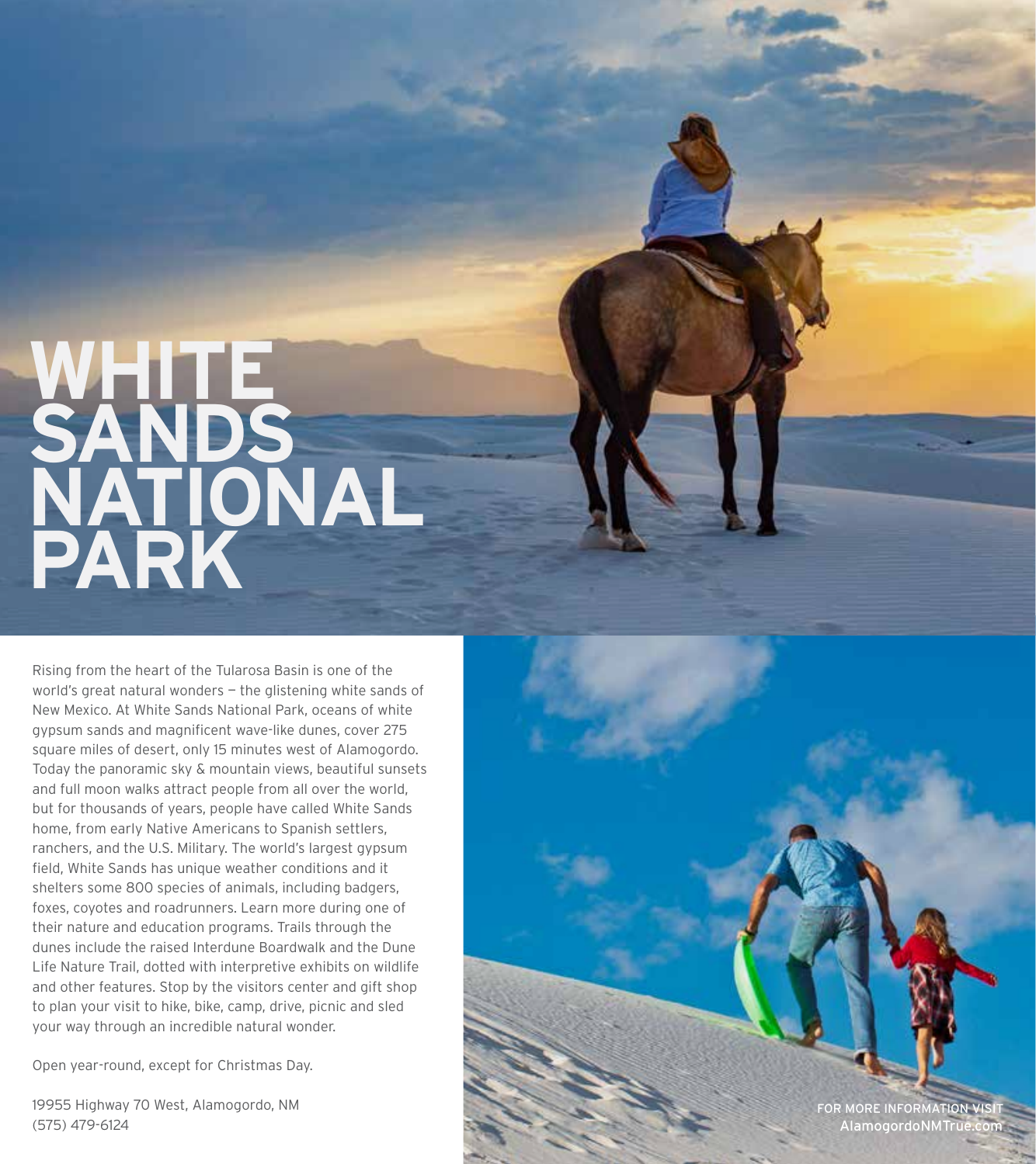# WHITE SANDS NATIONAL PARK

Rising from the heart of the Tularosa Basin is one of the world's great natural wonders — the glistening white sands of New Mexico. At White Sands National Park, oceans of white gypsum sands and magnificent wave-like dunes, cover 275 square miles of desert, only 15 minutes west of Alamogordo. Today the panoramic sky & mountain views, beautiful sunsets and full moon walks attract people from all over the world, but for thousands of years, people have called White Sands home, from early Native Americans to Spanish settlers, ranchers, and the U.S. Military. The world's largest gypsum field, White Sands has unique weather conditions and it shelters some 800 species of animals, including badgers, foxes, coyotes and roadrunners. Learn more during one of their nature and education programs. Trails through the dunes include the raised Interdune Boardwalk and the Dune Life Nature Trail, dotted with interpretive exhibits on wildlife and other features. Stop by the visitors center and gift shop to plan your visit to hike, bike, camp, drive, picnic and sled your way through an incredible natural wonder.

Open year-round, except for Christmas Day.

19955 Highway 70 West, Alamogordo, NM
(575) 479-6124

FOR MORE INFORMATION VISIT
AlamogordoNMTrue.com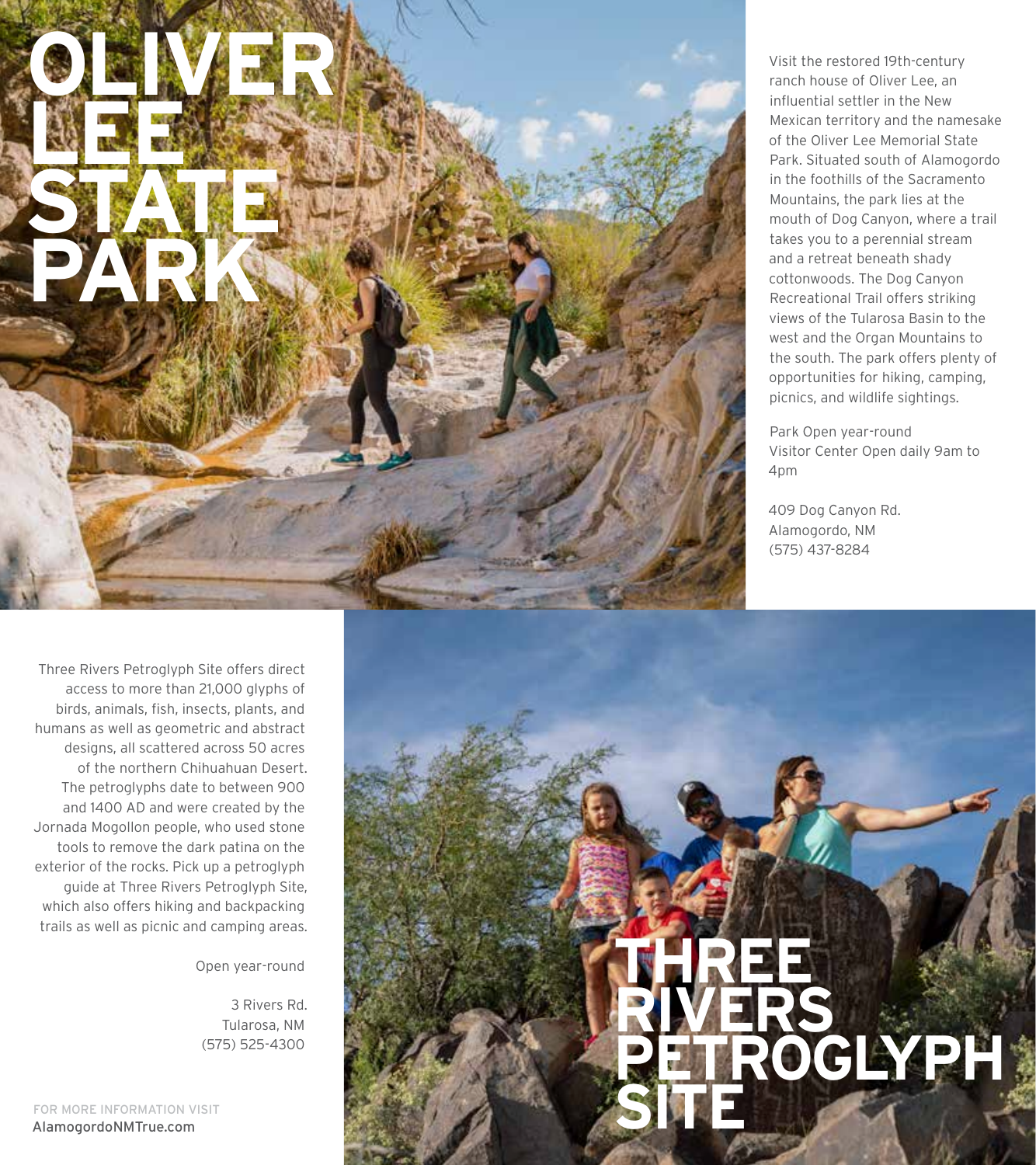# OLIVER LEE STATE PARK

Visit the restored 19th-century ranch house of Oliver Lee, an influential settler in the New Mexican territory and the namesake of the Oliver Lee Memorial State Park. Situated south of Alamogordo in the foothills of the Sacramento Mountains, the park lies at the mouth of Dog Canyon, where a trail takes you to a perennial stream and a retreat beneath shady cottonwoods. The Dog Canyon Recreational Trail offers striking views of the Tularosa Basin to the west and the Organ Mountains to the south. The park offers plenty of opportunities for hiking, camping, picnics, and wildlife sightings.

Park Open year-round
Visitor Center Open daily 9am to 4pm

409 Dog Canyon Rd.
Alamogordo, NM
(575) 437-8284

# THREE RIVERS PETROGLYPH SITE

Three Rivers Petroglyph Site offers direct access to more than 21,000 glyphs of birds, animals, fish, insects, plants, and humans as well as geometric and abstract designs, all scattered across 50 acres of the northern Chihuahuan Desert. The petroglyphs date to between 900 and 1400 AD and were created by the Jornada Mogollon people, who used stone tools to remove the dark patina on the exterior of the rocks. Pick up a petroglyph guide at Three Rivers Petroglyph Site, which also offers hiking and backpacking trails as well as picnic and camping areas.

Open year-round

3 Rivers Rd.
Tularosa, NM
(575) 525-4300

FOR MORE INFORMATION VISIT
**AlamogordoNMTrue.com**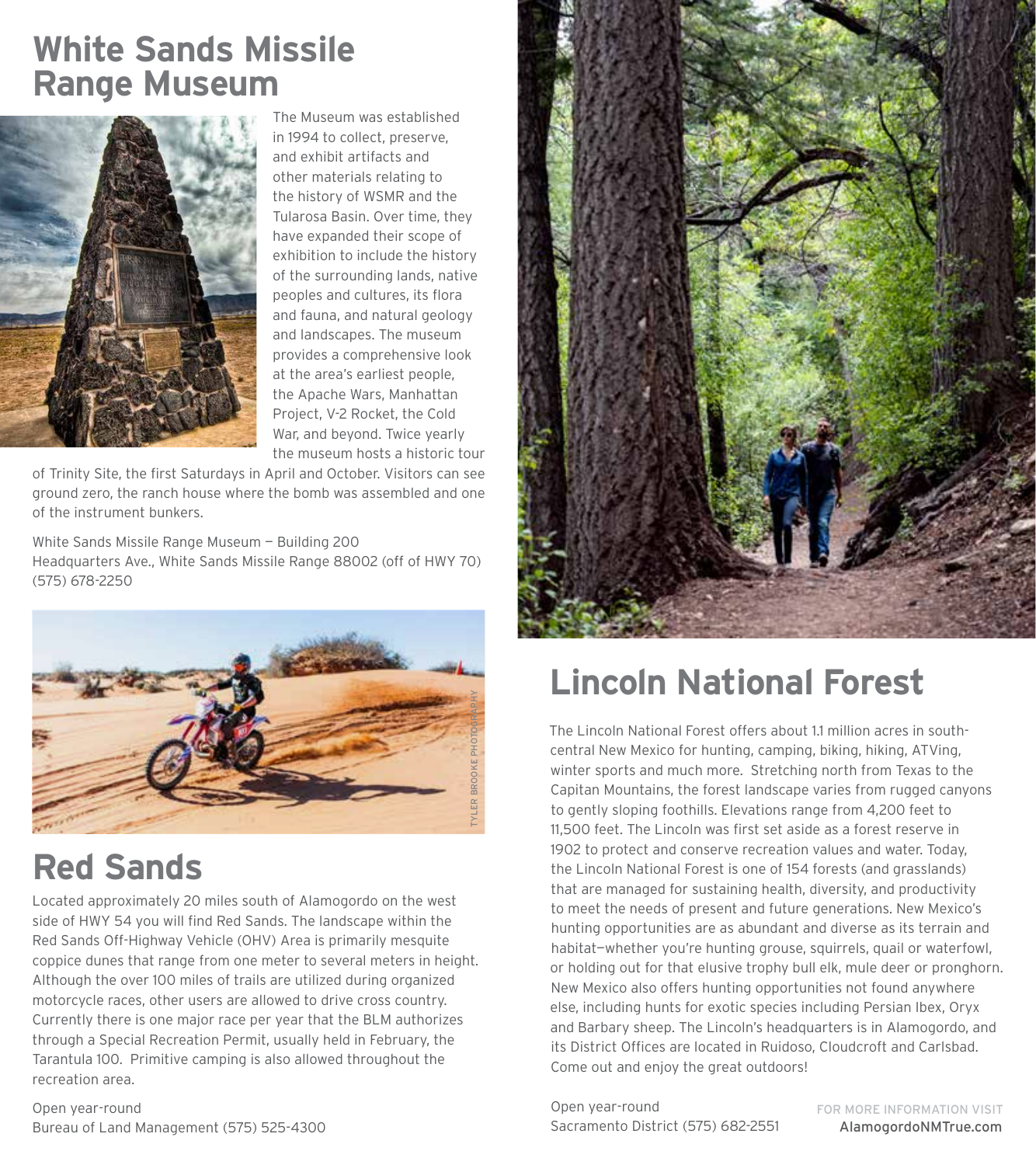## White Sands Missile Range Museum

The Museum was established in 1994 to collect, preserve, and exhibit artifacts and other materials relating to the history of WSMR and the Tularosa Basin. Over time, they have expanded their scope of exhibition to include the history of the surrounding lands, native peoples and cultures, its flora and fauna, and natural geology and landscapes. The museum provides a comprehensive look at the area's earliest people, the Apache Wars, Manhattan Project, V-2 Rocket, the Cold War, and beyond. Twice yearly the museum hosts a historic tour of Trinity Site, the first Saturdays in April and October. Visitors can see ground zero, the ranch house where the bomb was assembled and one of the instrument bunkers.

White Sands Missile Range Museum — Building 200
Headquarters Ave., White Sands Missile Range 88002 (off of HWY 70)
(575) 678-2250

TYLER BROOKE PHOTOGRAPHY

## Red Sands

Located approximately 20 miles south of Alamogordo on the west side of HWY 54 you will find Red Sands. The landscape within the Red Sands Off-Highway Vehicle (OHV) Area is primarily mesquite coppice dunes that range from one meter to several meters in height. Although the over 100 miles of trails are utilized during organized motorcycle races, other users are allowed to drive cross country. Currently there is one major race per year that the BLM authorizes through a Special Recreation Permit, usually held in February, the Tarantula 100. Primitive camping is also allowed throughout the recreation area.

Open year-round
Bureau of Land Management (575) 525-4300

## Lincoln National Forest

The Lincoln National Forest offers about 1.1 million acres in south-central New Mexico for hunting, camping, biking, hiking, ATVing, winter sports and much more. Stretching north from Texas to the Capitan Mountains, the forest landscape varies from rugged canyons to gently sloping foothills. Elevations range from 4,200 feet to 11,500 feet. The Lincoln was first set aside as a forest reserve in 1902 to protect and conserve recreation values and water. Today, the Lincoln National Forest is one of 154 forests (and grasslands) that are managed for sustaining health, diversity, and productivity to meet the needs of present and future generations. New Mexico's hunting opportunities are as abundant and diverse as its terrain and habitat—whether you're hunting grouse, squirrels, quail or waterfowl, or holding out for that elusive trophy bull elk, mule deer or pronghorn. New Mexico also offers hunting opportunities not found anywhere else, including hunts for exotic species including Persian Ibex, Oryx and Barbary sheep. The Lincoln's headquarters is in Alamogordo, and its District Offices are located in Ruidoso, Cloudcroft and Carlsbad. Come out and enjoy the great outdoors!

Open year-round
Sacramento District (575) 682-2551

FOR MORE INFORMATION VISIT
AlamogordoNMTrue.com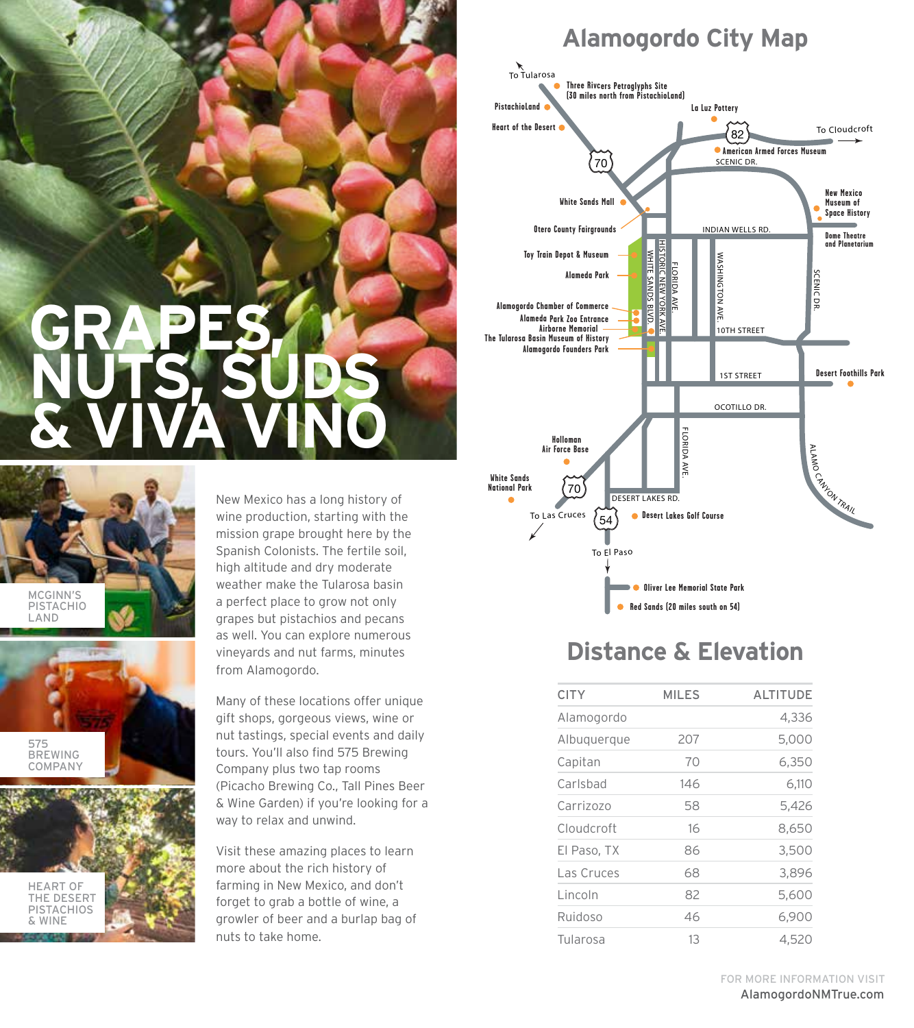# GRAPES, NUTS, SUDS & VIVA VINO

MCGINN'S PISTACHIO LAND

575 BREWING COMPANY

HEART OF THE DESERT PISTACHIOS & WINE

New Mexico has a long history of wine production, starting with the mission grape brought here by the Spanish Colonists. The fertile soil, high altitude and dry moderate weather make the Tularosa basin a perfect place to grow not only grapes but pistachios and pecans as well. You can explore numerous vineyards and nut farms, minutes from Alamogordo.

Many of these locations offer unique gift shops, gorgeous views, wine or nut tastings, special events and daily tours. You'll also find 575 Brewing Company plus two tap rooms (Picacho Brewing Co., Tall Pines Beer & Wine Garden) if you're looking for a way to relax and unwind.

Visit these amazing places to learn more about the rich history of farming in New Mexico, and don't forget to grab a bottle of wine, a growler of beer and a burlap bag of nuts to take home.

## Alamogordo City Map

To Tularosa
Three Rivers Petroglyphs Site (30 miles north from PistachioLand)
PistachioLand
Heart of the Desert
La Luz Pottery
To Cloudcroft
American Armed Forces Museum
White Sands Mall
New Mexico Museum of Space History
Dome Theatre and Planetarium
Otero County Fairgrounds
Toy Train Depot & Museum
Alameda Park
Alamogordo Chamber of Commerce
Alameda Park Zoo Entrance
Airborne Memorial
The Tularosa Basin Museum of History
Alamogordo Founders Park
Desert Foothills Park
Holloman Air Force Base
White Sands National Park
To Las Cruces
Desert Lakes Golf Course
To El Paso
Oliver Lee Memorial State Park
Red Sands (20 miles south on 54)

SCENIC DR. · INDIAN WELLS RD. · WHITE SANDS BLVD. · HISTORIC NEW YORK AVE. · FLORIDA AVE. · WASHINGTON AVE. · 10TH STREET · 1ST STREET · OCOTILLO DR. · DESERT LAKES RD. · ALAMO CANYON TRAIL · 70 · 82 · 54

## Distance & Elevation

| CITY | MILES | ALTITUDE |
|---|---|---|
| Alamogordo | | 4,336 |
| Albuquerque | 207 | 5,000 |
| Capitan | 70 | 6,350 |
| Carlsbad | 146 | 6,110 |
| Carrizozo | 58 | 5,426 |
| Cloudcroft | 16 | 8,650 |
| El Paso, TX | 86 | 3,500 |
| Las Cruces | 68 | 3,896 |
| Lincoln | 82 | 5,600 |
| Ruidoso | 46 | 6,900 |
| Tularosa | 13 | 4,520 |

FOR MORE INFORMATION VISIT
AlamogordoNMTrue.com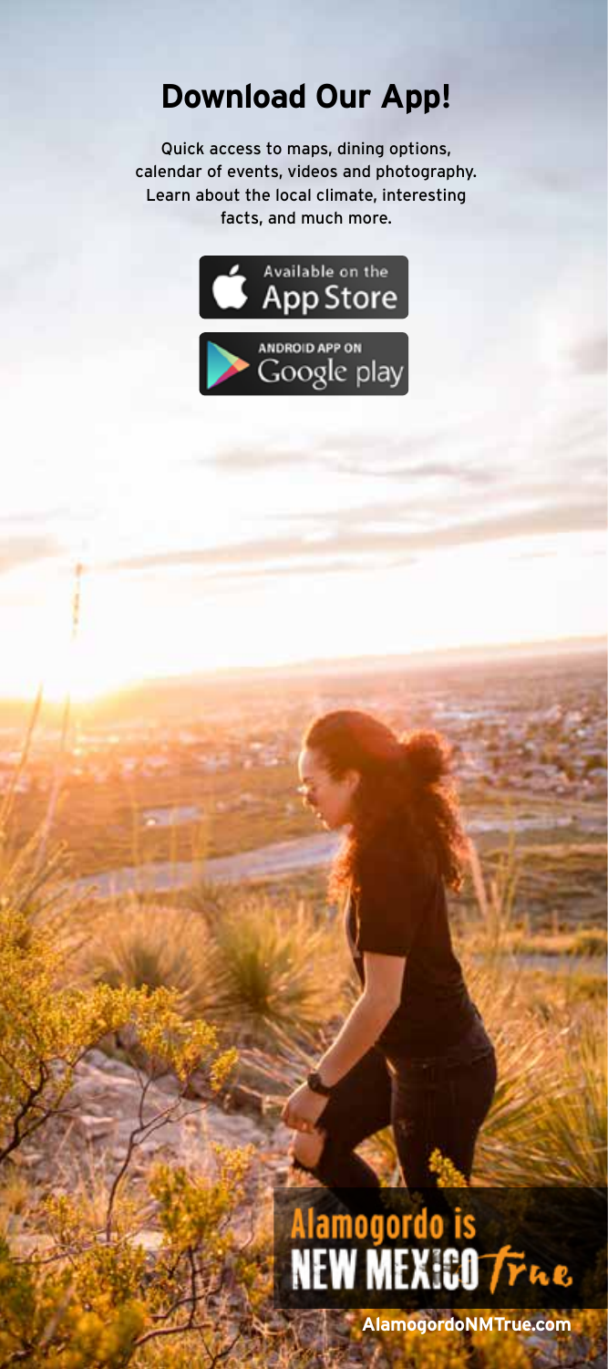# Download Our App!

Quick access to maps, dining options, calendar of events, videos and photography. Learn about the local climate, interesting facts, and much more.

Available on the App Store

ANDROID APP ON Google play

Alamogordo is NEW MEXICO True

AlamogordoNMTrue.com